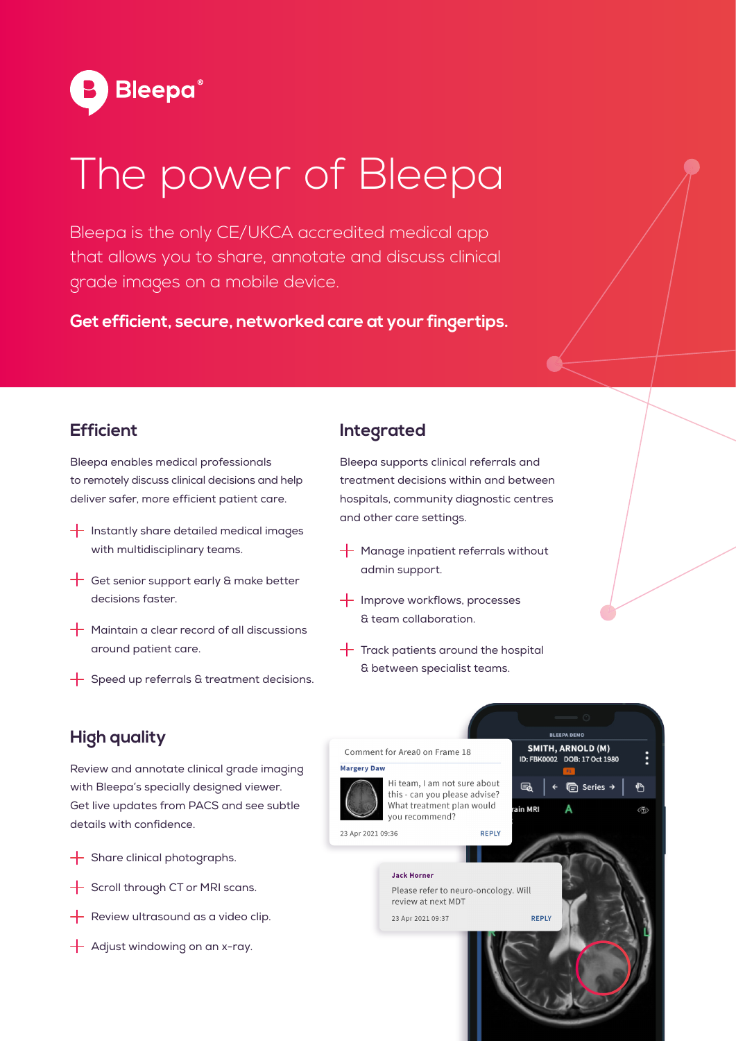Bleepa®

# The power of Bleepa

Bleepa is the only CE/UKCA accredited medical app that allows you to share, annotate and discuss clinical grade images on a mobile device.

**Get efficient, secure, networked care at your fingertips.**

## Efficient

Bleepa enables medical professionals to remotely discuss clinical decisions and help deliver safer, more efficient patient care.

+ Instantly share detailed medical images with multidisciplinary teams.
+ Get senior support early & make better decisions faster.
+ Maintain a clear record of all discussions around patient care.
+ Speed up referrals & treatment decisions.

## Integrated

Bleepa supports clinical referrals and treatment decisions within and between hospitals, community diagnostic centres and other care settings.

+ Manage inpatient referrals without admin support.
+ Improve workflows, processes & team collaboration.
+ Track patients around the hospital & between specialist teams.

## High quality

Review and annotate clinical grade imaging with Bleepa's specially designed viewer. Get live updates from PACS and see subtle details with confidence.

+ Share clinical photographs.
+ Scroll through CT or MRI scans.
+ Review ultrasound as a video clip.
+ Adjust windowing on an x-ray.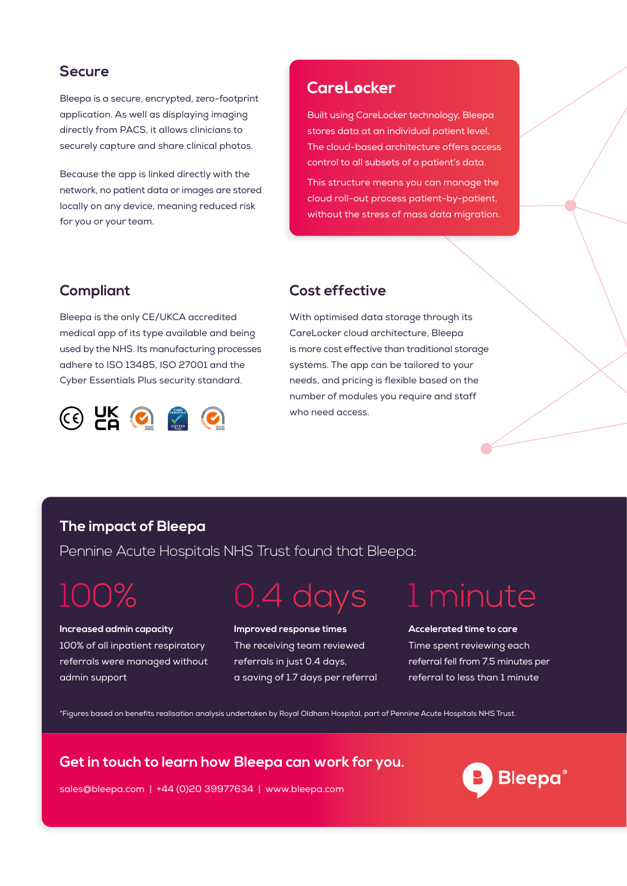## Secure

Bleepa is a secure, encrypted, zero-footprint application. As well as displaying imaging directly from PACS, it allows clinicians to securely capture and share clinical photos.

Because the app is linked directly with the network, no patient data or images are stored locally on any device, meaning reduced risk for you or your team.

## CareLocker

Built using CareLocker technology, Bleepa stores data at an individual patient level. The cloud-based architecture offers access control to all subsets of a patient's data.

This structure means you can manage the cloud roll-out process patient-by-patient, without the stress of mass data migration.

## Compliant

Bleepa is the only CE/UKCA accredited medical app of its type available and being used by the NHS. Its manufacturing processes adhere to ISO 13485, ISO 27001 and the Cyber Essentials Plus security standard.

## Cost effective

With optimised data storage through its CareLocker cloud architecture, Bleepa is more cost effective than traditional storage systems. The app can be tailored to your needs, and pricing is flexible based on the number of modules you require and staff who need access.

## The impact of Bleepa

Pennine Acute Hospitals NHS Trust found that Bleepa:

**100%**

**Increased admin capacity**
100% of all inpatient respiratory referrals were managed without admin support

**0.4 days**

**Improved response times**
The receiving team reviewed referrals in just 0.4 days, a saving of 1.7 days per referral

**1 minute**

**Accelerated time to care**
Time spent reviewing each referral fell from 7.5 minutes per referral to less than 1 minute

*Figures based on benefits realisation analysis undertaken by Royal Oldham Hospital, part of Pennine Acute Hospitals NHS Trust.

## Get in touch to learn how Bleepa can work for you.

sales@bleepa.com | +44 (0)20 39977634 | www.bleepa.com

Bleepa®